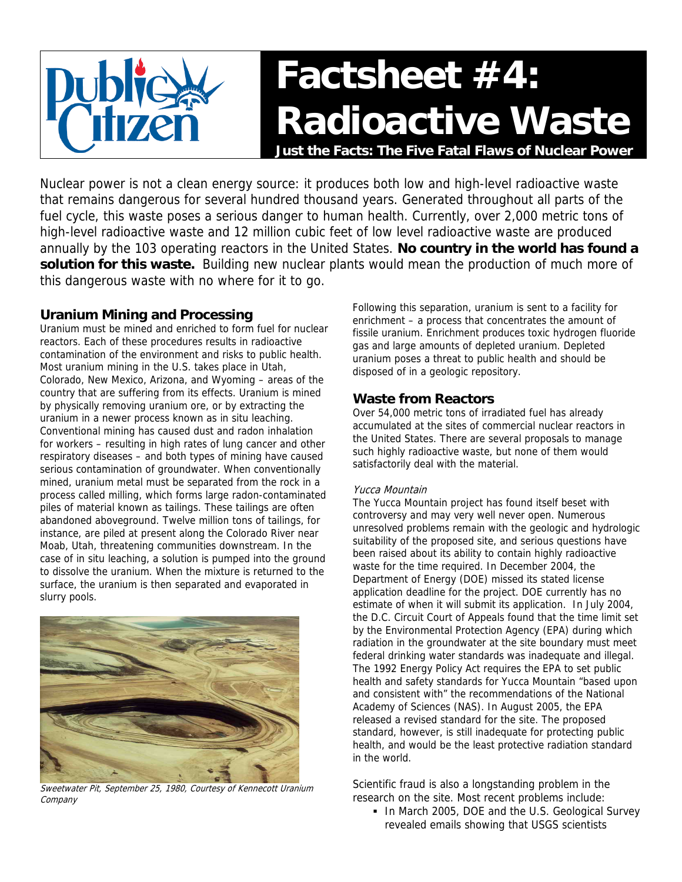# Factsheet #4: Radioactive Waste

**Just the Facts: The Five Fatal Flaws of Nuclear Power**

Nuclear power is not a clean energy source: it produces both low and high-level radioactive waste that remains dangerous for several hundred thousand years. Generated throughout all parts of the fuel cycle, this waste poses a serious danger to human health. Currently, over 2,000 metric tons of high-level radioactive waste and 12 million cubic feet of low level radioactive waste are produced annually by the 103 operating reactors in the United States. **No country in the world has found a solution for this waste.** Building new nuclear plants would mean the production of much more of this dangerous waste with no where for it to go.

## Uranium Mining and Processing

Uranium must be mined and enriched to form fuel for nuclear reactors. Each of these procedures results in radioactive contamination of the environment and risks to public health. Most uranium mining in the U.S. takes place in Utah, Colorado, New Mexico, Arizona, and Wyoming – areas of the country that are suffering from its effects. Uranium is mined by physically removing uranium ore, or by extracting the uranium in a newer process known as in situ leaching. Conventional mining has caused dust and radon inhalation for workers – resulting in high rates of lung cancer and other respiratory diseases – and both types of mining have caused serious contamination of groundwater. When conventionally mined, uranium metal must be separated from the rock in a process called milling, which forms large radon-contaminated piles of material known as tailings. These tailings are often abandoned aboveground. Twelve million tons of tailings, for instance, are piled at present along the Colorado River near Moab, Utah, threatening communities downstream. In the case of in situ leaching, a solution is pumped into the ground to dissolve the uranium. When the mixture is returned to the surface, the uranium is then separated and evaporated in slurry pools.

*Sweetwater Pit, September 25, 1980, Courtesy of Kennecott Uranium Company*

Following this separation, uranium is sent to a facility for enrichment – a process that concentrates the amount of fissile uranium. Enrichment produces toxic hydrogen fluoride gas and large amounts of depleted uranium. Depleted uranium poses a threat to public health and should be disposed of in a geologic repository.

## Waste from Reactors

Over 54,000 metric tons of irradiated fuel has already accumulated at the sites of commercial nuclear reactors in the United States. There are several proposals to manage such highly radioactive waste, but none of them would satisfactorily deal with the material.

*Yucca Mountain*

The Yucca Mountain project has found itself beset with controversy and may very well never open. Numerous unresolved problems remain with the geologic and hydrologic suitability of the proposed site, and serious questions have been raised about its ability to contain highly radioactive waste for the time required. In December 2004, the Department of Energy (DOE) missed its stated license application deadline for the project. DOE currently has no estimate of when it will submit its application. In July 2004, the D.C. Circuit Court of Appeals found that the time limit set by the Environmental Protection Agency (EPA) during which radiation in the groundwater at the site boundary must meet federal drinking water standards was inadequate and illegal. The 1992 Energy Policy Act requires the EPA to set public health and safety standards for Yucca Mountain "based upon and consistent with" the recommendations of the National Academy of Sciences (NAS). In August 2005, the EPA released a revised standard for the site. The proposed standard, however, is still inadequate for protecting public health, and would be the least protective radiation standard in the world.

Scientific fraud is also a longstanding problem in the research on the site. Most recent problems include:

- In March 2005, DOE and the U.S. Geological Survey revealed emails showing that USGS scientists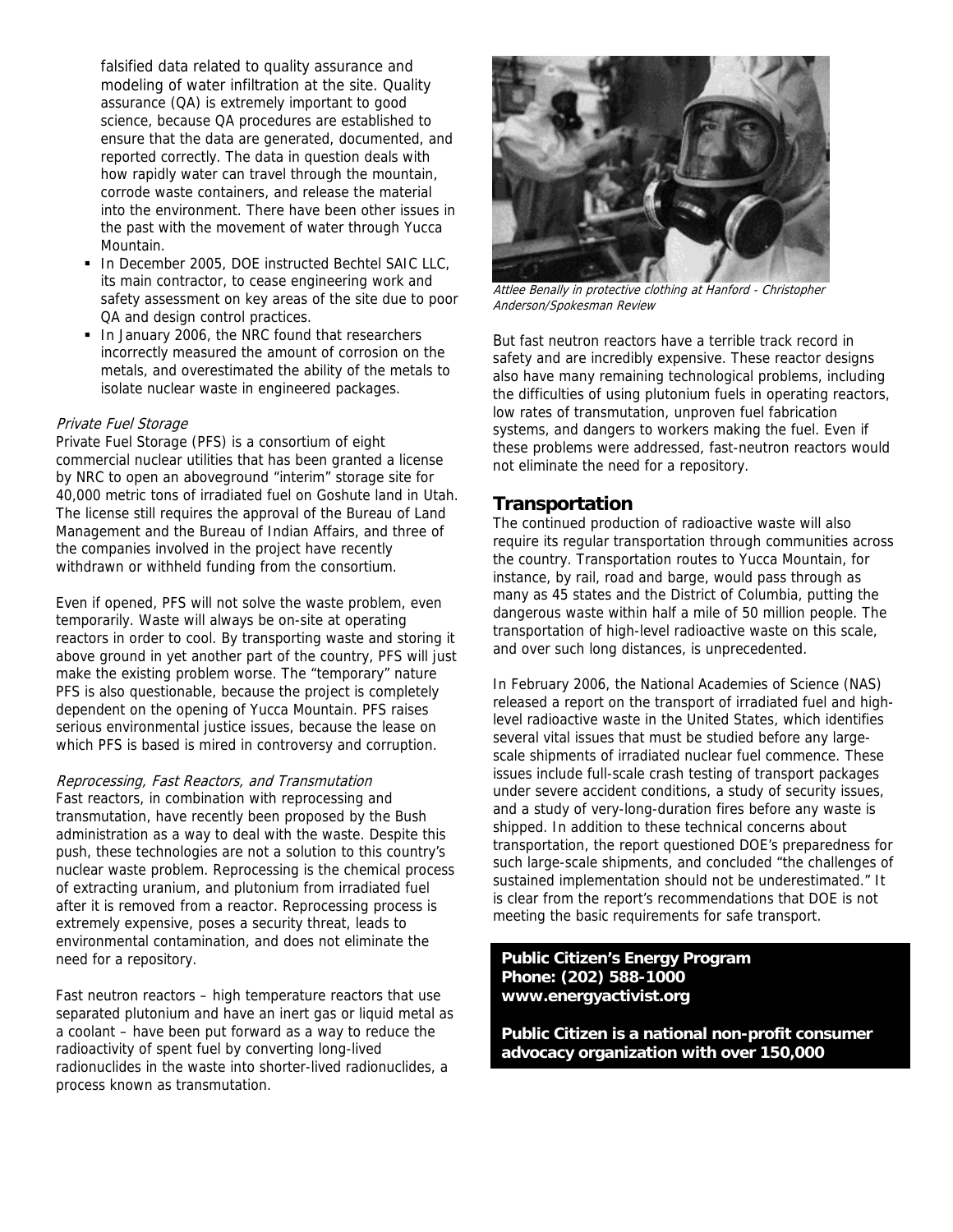falsified data related to quality assurance and modeling of water infiltration at the site. Quality assurance (QA) is extremely important to good science, because QA procedures are established to ensure that the data are generated, documented, and reported correctly. The data in question deals with how rapidly water can travel through the mountain, corrode waste containers, and release the material into the environment. There have been other issues in the past with the movement of water through Yucca Mountain.

- In December 2005, DOE instructed Bechtel SAIC LLC, its main contractor, to cease engineering work and safety assessment on key areas of the site due to poor QA and design control practices.
- In January 2006, the NRC found that researchers incorrectly measured the amount of corrosion on the metals, and overestimated the ability of the metals to isolate nuclear waste in engineered packages.

*Private Fuel Storage*

Private Fuel Storage (PFS) is a consortium of eight commercial nuclear utilities that has been granted a license by NRC to open an aboveground "interim" storage site for 40,000 metric tons of irradiated fuel on Goshute land in Utah. The license still requires the approval of the Bureau of Land Management and the Bureau of Indian Affairs, and three of the companies involved in the project have recently withdrawn or withheld funding from the consortium.

Even if opened, PFS will not solve the waste problem, even temporarily. Waste will always be on-site at operating reactors in order to cool. By transporting waste and storing it above ground in yet another part of the country, PFS will just make the existing problem worse. The "temporary" nature PFS is also questionable, because the project is completely dependent on the opening of Yucca Mountain. PFS raises serious environmental justice issues, because the lease on which PFS is based is mired in controversy and corruption.

*Reprocessing, Fast Reactors, and Transmutation*

Fast reactors, in combination with reprocessing and transmutation, have recently been proposed by the Bush administration as a way to deal with the waste. Despite this push, these technologies are not a solution to this country's nuclear waste problem. Reprocessing is the chemical process of extracting uranium, and plutonium from irradiated fuel after it is removed from a reactor. Reprocessing process is extremely expensive, poses a security threat, leads to environmental contamination, and does not eliminate the need for a repository.

Fast neutron reactors – high temperature reactors that use separated plutonium and have an inert gas or liquid metal as a coolant – have been put forward as a way to reduce the radioactivity of spent fuel by converting long-lived radionuclides in the waste into shorter-lived radionuclides, a process known as transmutation.

*Attlee Benally in protective clothing at Hanford - Christopher Anderson/Spokesman Review*

But fast neutron reactors have a terrible track record in safety and are incredibly expensive. These reactor designs also have many remaining technological problems, including the difficulties of using plutonium fuels in operating reactors, low rates of transmutation, unproven fuel fabrication systems, and dangers to workers making the fuel. Even if these problems were addressed, fast-neutron reactors would not eliminate the need for a repository.

## Transportation

The continued production of radioactive waste will also require its regular transportation through communities across the country. Transportation routes to Yucca Mountain, for instance, by rail, road and barge, would pass through as many as 45 states and the District of Columbia, putting the dangerous waste within half a mile of 50 million people. The transportation of high-level radioactive waste on this scale, and over such long distances, is unprecedented.

In February 2006, the National Academies of Science (NAS) released a report on the transport of irradiated fuel and high-level radioactive waste in the United States, which identifies several vital issues that must be studied before any large-scale shipments of irradiated nuclear fuel commence. These issues include full-scale crash testing of transport packages under severe accident conditions, a study of security issues, and a study of very-long-duration fires before any waste is shipped. In addition to these technical concerns about transportation, the report questioned DOE's preparedness for such large-scale shipments, and concluded "the challenges of sustained implementation should not be underestimated." It is clear from the report's recommendations that DOE is not meeting the basic requirements for safe transport.

**Public Citizen's Energy Program**
**Phone: (202) 588-1000**
**www.energyactivist.org**

**Public Citizen is a national non-profit consumer advocacy organization with over 150,000**